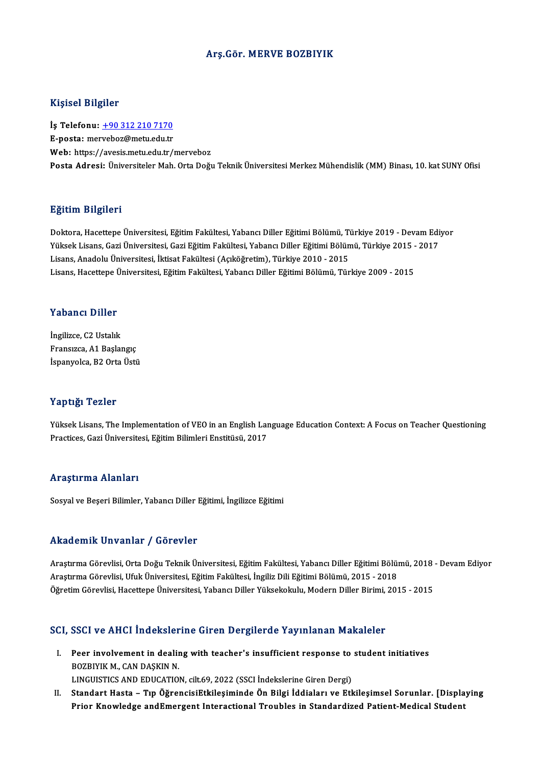# Arş.Gör. MERVE BOZBIYIK

## Kişisel Bilgiler

**İş Telefonu:** +90 312 210 7170
**E-posta:** merveboz@metu.edu.tr
**Web:** https://avesis.metu.edu.tr/merveboz
**Posta Adresi:** Üniversiteler Mah. Orta Doğu Teknik Üniversitesi Merkez Mühendislik (MM) Binası, 10. kat SUNY Ofisi

## Eğitim Bilgileri

Doktora, Hacettepe Üniversitesi, Eğitim Fakültesi, Yabancı Diller Eğitimi Bölümü, Türkiye 2019 - Devam Ediyor
Yüksek Lisans, Gazi Üniversitesi, Gazi Eğitim Fakültesi, Yabancı Diller Eğitimi Bölümü, Türkiye 2015 - 2017
Lisans, Anadolu Üniversitesi, İktisat Fakültesi (Açıköğretim), Türkiye 2010 - 2015
Lisans, Hacettepe Üniversitesi, Eğitim Fakültesi, Yabancı Diller Eğitimi Bölümü, Türkiye 2009 - 2015

## Yabancı Diller

İngilizce, C2 Ustalık
Fransızca, A1 Başlangıç
İspanyolca, B2 Orta Üstü

## Yaptığı Tezler

Yüksek Lisans, The Implementation of VEO in an English Language Education Context: A Focus on Teacher Questioning Practices, Gazi Üniversitesi, Eğitim Bilimleri Enstitüsü, 2017

## Araştırma Alanları

Sosyal ve Beşeri Bilimler, Yabancı Diller Eğitimi, İngilizce Eğitimi

## Akademik Unvanlar / Görevler

Araştırma Görevlisi, Orta Doğu Teknik Üniversitesi, Eğitim Fakültesi, Yabancı Diller Eğitimi Bölümü, 2018 - Devam Ediyor
Araştırma Görevlisi, Ufuk Üniversitesi, Eğitim Fakültesi, İngiliz Dili Eğitimi Bölümü, 2015 - 2018
Öğretim Görevlisi, Hacettepe Üniversitesi, Yabancı Diller Yüksekokulu, Modern Diller Birimi, 2015 - 2015

## SCI, SSCI ve AHCI İndekslerine Giren Dergilerde Yayınlanan Makaleler

I. **Peer involvement in dealing with teacher's insufficient response to student initiatives**
   BOZBIYIK M., CAN DAŞKIN N.
   LINGUISTICS AND EDUCATION, cilt.69, 2022 (SSCI İndekslerine Giren Dergi)
II. **Standart Hasta – Tıp ÖğrencisiEtkileşiminde Ön Bilgi İddiaları ve Etkileşimsel Sorunlar. [Displaying Prior Knowledge andEmergent Interactional Troubles in Standardized Patient-Medical Student**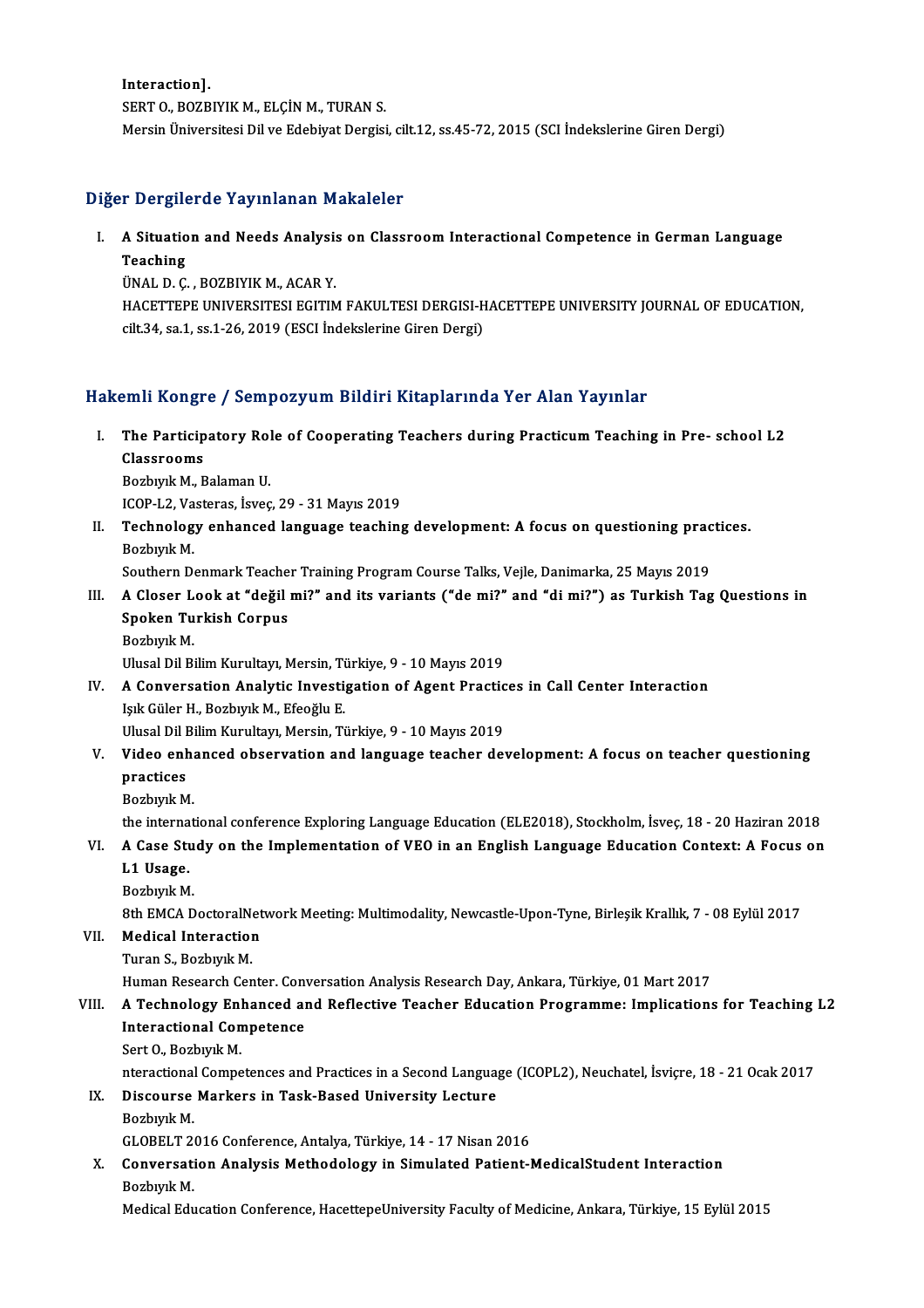**Interaction].**
SERT O., BOZBIYIK M., ELÇİN M., TURAN S.
Mersin Üniversitesi Dil ve Edebiyat Dergisi, cilt.12, ss.45-72, 2015 (SCI İndekslerine Giren Dergi)

## Diğer Dergilerde Yayınlanan Makaleler

I. **A Situation and Needs Analysis on Classroom Interactional Competence in German Language Teaching**
ÜNAL D. Ç. , BOZBIYIK M., ACAR Y.
HACETTEPE UNIVERSITESI EGITIM FAKULTESI DERGISI-HACETTEPE UNIVERSITY JOURNAL OF EDUCATION, cilt.34, sa.1, ss.1-26, 2019 (ESCI İndekslerine Giren Dergi)

## Hakemli Kongre / Sempozyum Bildiri Kitaplarında Yer Alan Yayınlar

I. **The Participatory Role of Cooperating Teachers during Practicum Teaching in Pre- school L2 Classrooms**
Bozbıyık M., Balaman U.
ICOP-L2, Vasteras, İsveç, 29 - 31 Mayıs 2019

II. **Technology enhanced language teaching development: A focus on questioning practices.**
Bozbıyık M.
Southern Denmark Teacher Training Program Course Talks, Vejle, Danimarka, 25 Mayıs 2019

III. **A Closer Look at "değil mi?" and its variants ("de mi?" and "di mi?") as Turkish Tag Questions in Spoken Turkish Corpus**
Bozbıyık M.
Ulusal Dil Bilim Kurultayı, Mersin, Türkiye, 9 - 10 Mayıs 2019

IV. **A Conversation Analytic Investigation of Agent Practices in Call Center Interaction**
Işık Güler H., Bozbıyık M., Efeoğlu E.
Ulusal Dil Bilim Kurultayı, Mersin, Türkiye, 9 - 10 Mayıs 2019

V. **Video enhanced observation and language teacher development: A focus on teacher questioning practices**
Bozbıyık M.
the international conference Exploring Language Education (ELE2018), Stockholm, İsveç, 18 - 20 Haziran 2018

VI. **A Case Study on the Implementation of VEO in an English Language Education Context: A Focus on L1 Usage.**
Bozbıyık M.
8th EMCA DoctoralNetwork Meeting: Multimodality, Newcastle-Upon-Tyne, Birleşik Krallık, 7 - 08 Eylül 2017

VII. **Medical Interaction**
Turan S., Bozbıyık M.
Human Research Center. Conversation Analysis Research Day, Ankara, Türkiye, 01 Mart 2017

VIII. **A Technology Enhanced and Reflective Teacher Education Programme: Implications for Teaching L2 Interactional Competence**
Sert O., Bozbıyık M.
nteractional Competences and Practices in a Second Language (ICOPL2), Neuchatel, İsviçre, 18 - 21 Ocak 2017

IX. **Discourse Markers in Task-Based University Lecture**
Bozbıyık M.
GLOBELT 2016 Conference, Antalya, Türkiye, 14 - 17 Nisan 2016

X. **Conversation Analysis Methodology in Simulated Patient-MedicalStudent Interaction**
Bozbıyık M.
Medical Education Conference, HacettepeUniversity Faculty of Medicine, Ankara, Türkiye, 15 Eylül 2015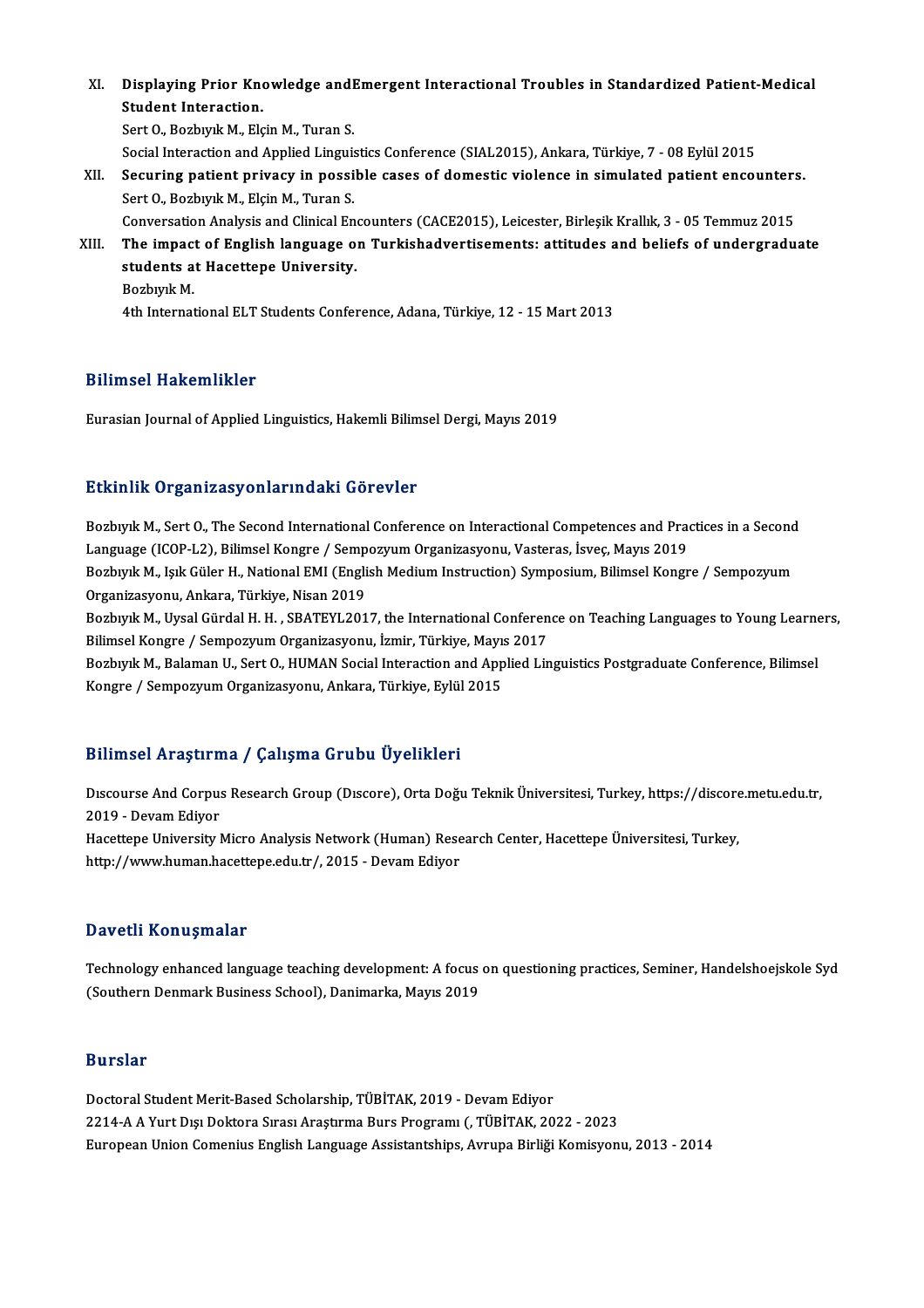XI. **Displaying Prior Knowledge andEmergent Interactional Troubles in Standardized Patient-Medical Student Interaction.**
Sert O., Bozbıyık M., Elçin M., Turan S.
Social Interaction and Applied Linguistics Conference (SIAL2015), Ankara, Türkiye, 7 - 08 Eylül 2015

XII. **Securing patient privacy in possible cases of domestic violence in simulated patient encounters.**
Sert O., Bozbıyık M., Elçin M., Turan S.
Conversation Analysis and Clinical Encounters (CACE2015), Leicester, Birleşik Krallık, 3 - 05 Temmuz 2015

XIII. **The impact of English language on Turkishadvertisements: attitudes and beliefs of undergraduate students at Hacettepe University.**
Bozbıyık M.
4th International ELT Students Conference, Adana, Türkiye, 12 - 15 Mart 2013

## Bilimsel Hakemlikler

Eurasian Journal of Applied Linguistics, Hakemli Bilimsel Dergi, Mayıs 2019

## Etkinlik Organizasyonlarındaki Görevler

Bozbıyık M., Sert O., The Second International Conference on Interactional Competences and Practices in a Second Language (ICOP-L2), Bilimsel Kongre / Sempozyum Organizasyonu, Vasteras, İsveç, Mayıs 2019

Bozbıyık M., Işık Güler H., National EMI (English Medium Instruction) Symposium, Bilimsel Kongre / Sempozyum Organizasyonu, Ankara, Türkiye, Nisan 2019

Bozbıyık M., Uysal Gürdal H. H. , SBATEYL2017, the International Conference on Teaching Languages to Young Learners, Bilimsel Kongre / Sempozyum Organizasyonu, İzmir, Türkiye, Mayıs 2017

Bozbıyık M., Balaman U., Sert O., HUMAN Social Interaction and Applied Linguistics Postgraduate Conference, Bilimsel Kongre / Sempozyum Organizasyonu, Ankara, Türkiye, Eylül 2015

## Bilimsel Araştırma / Çalışma Grubu Üyelikleri

Dıscourse And Corpus Research Group (Dıscore), Orta Doğu Teknik Üniversitesi, Turkey, https://discore.metu.edu.tr, 2019 - Devam Ediyor

Hacettepe University Micro Analysis Network (Human) Research Center, Hacettepe Üniversitesi, Turkey, http://www.human.hacettepe.edu.tr/, 2015 - Devam Ediyor

## Davetli Konuşmalar

Technology enhanced language teaching development: A focus on questioning practices, Seminer, Handelshoejskole Syd (Southern Denmark Business School), Danimarka, Mayıs 2019

## Burslar

Doctoral Student Merit-Based Scholarship, TÜBİTAK, 2019 - Devam Ediyor

2214-A A Yurt Dışı Doktora Sırası Araştırma Burs Programı (, TÜBİTAK, 2022 - 2023

European Union Comenius English Language Assistantships, Avrupa Birliği Komisyonu, 2013 - 2014